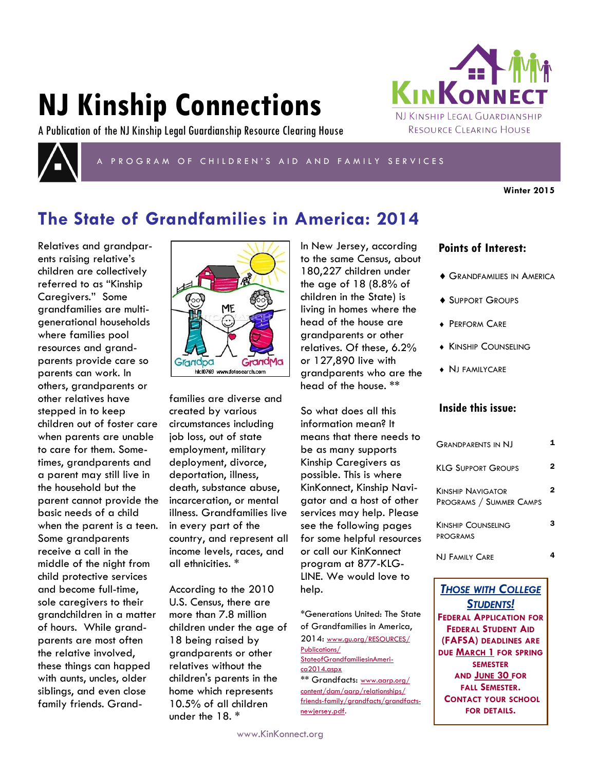# NJ Kinship Connections

A Publication of the NJ Kinship Legal Guardianship Resource Clearing House

KinKonnect
NJ Kinship Legal Guardianship Resource Clearing House

A PROGRAM OF CHILDREN'S AID AND FAMILY SERVICES

**Winter 2015**

## The State of Grandfamilies in America: 2014

Relatives and grandparents raising relative's children are collectively referred to as "Kinship Caregivers." Some grandfamilies are multi-generational households where families pool resources and grandparents provide care so parents can work. In others, grandparents or other relatives have stepped in to keep children out of foster care when parents are unable to care for them. Sometimes, grandparents and a parent may still live in the household but the parent cannot provide the basic needs of a child when the parent is a teen. Some grandparents receive a call in the middle of the night from child protective services and become full-time, sole caregivers to their grandchildren in a matter of hours. While grandparents are most often the relative involved, these things can happed with aunts, uncles, older siblings, and even close family friends. Grandfamilies are diverse and created by various circumstances including job loss, out of state employment, military deployment, divorce, deportation, illness, death, substance abuse, incarceration, or mental illness. Grandfamilies live in every part of the country, and represent all income levels, races, and all ethnicities. *

According to the 2010 U.S. Census, there are more than 7.8 million children under the age of 18 being raised by grandparents or other relatives without the children's parents in the home which represents 10.5% of all children under the 18. *

In New Jersey, according to the same Census, about 180,227 children under the age of 18 (8.8% of children in the State) is living in homes where the head of the house are grandparents or other relatives. Of these, 6.2% or 127,890 live with grandparents who are the head of the house. **

So what does all this information mean? It means that there needs to be as many supports Kinship Caregivers as possible. This is where KinKonnect, Kinship Navigator and a host of other services may help. Please see the following pages for some helpful resources or call our KinKonnect program at 877-KLG-LINE. We would love to help.

*Generations United: The State of Grandfamilies in America, 2014: www.gu.org/RESOURCES/Publications/StateofGrandfamiliesinAmerica2014.aspx

** Grandfacts: www.aarp.org/content/dam/aarp/relationships/friends-family/grandfacts/grandfacts-newjersey.pdf.

### Points of Interest:

- Grandfamilies in America
- Support Groups
- Perform Care
- Kinship Counseling
- NJ FamilyCare

### Inside this issue:

| | |
|---|---|
| Grandparents in NJ | 1 |
| KLG Support Groups | 2 |
| Kinship Navigator Programs / Summer Camps | 2 |
| Kinship Counseling Programs | 3 |
| NJ Family Care | 4 |

***Those with College Students!***

**Federal Application for Federal Student Aid (FAFSA) deadlines are due March 1 for Spring Semester and June 30 for Fall Semester. Contact your school for details.**

www.KinKonnect.org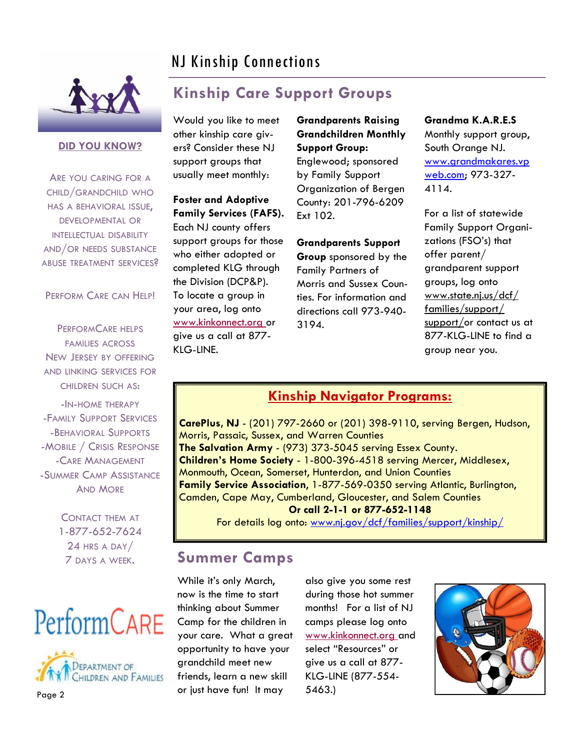## DID YOU KNOW?

Are you caring for a child/grandchild who has a behavioral issue, developmental or intellectual disability and/or needs substance abuse treatment services?

Perform Care can Help!

PerformCare helps families across New Jersey by offering and linking services for children such as:

- In-Home Therapy
- Family Support Services
- Behavioral Supports
- Mobile / Crisis Response
- Care Management
- Summer Camp Assistance

And More

Contact them at 1-877-652-7624 24 hrs a day/ 7 days a week.

PerformCARE

Department of Children and Families

# Kinship Care Support Groups

Would you like to meet other kinship care givers? Consider these NJ support groups that usually meet monthly:

**Foster and Adoptive Family Services (FAFS).** Each NJ county offers support groups for those who either adopted or completed KLG through the Division (DCP&P). To locate a group in your area, log onto www.kinkonnect.org or give us a call at 877-KLG-LINE.

**Grandparents Raising Grandchildren Monthly Support Group:** Englewood; sponsored by Family Support Organization of Bergen County: 201-796-6209 Ext 102.

**Grandparents Support Group** sponsored by the Family Partners of Morris and Sussex Counties. For information and directions call 973-940-3194.

**Grandma K.A.R.E.S** Monthly support group, South Orange NJ. www.grandmakares.vpweb.com; 973-327-4114.

For a list of statewide Family Support Organizations (FSO's) that offer parent/grandparent support groups, log onto www.state.nj.us/dcf/families/support/support/or contact us at 877-KLG-LINE to find a group near you.

## Kinship Navigator Programs:

**CarePlus, NJ** - (201) 797-2660 or (201) 398-9110, serving Bergen, Hudson, Morris, Passaic, Sussex, and Warren Counties
**The Salvation Army** - (973) 373-5045 serving Essex County.
**Children's Home Society** - 1-800-396-4518 serving Mercer, Middlesex, Monmouth, Ocean, Somerset, Hunterdon, and Union Counties
**Family Service Association**, 1-877-569-0350 serving Atlantic, Burlington, Camden, Cape May, Cumberland, Gloucester, and Salem Counties

**Or call 2-1-1 or 877-652-1148**

For details log onto: www.nj.gov/dcf/families/support/kinship/

# Summer Camps

While it's only March, now is the time to start thinking about Summer Camp for the children in your care. What a great opportunity to have your grandchild meet new friends, learn a new skill or just have fun! It may also give you some rest during those hot summer months! For a list of NJ camps please log onto www.kinkonnect.org and select "Resources" or give us a call at 877-KLG-LINE (877-554-5463.)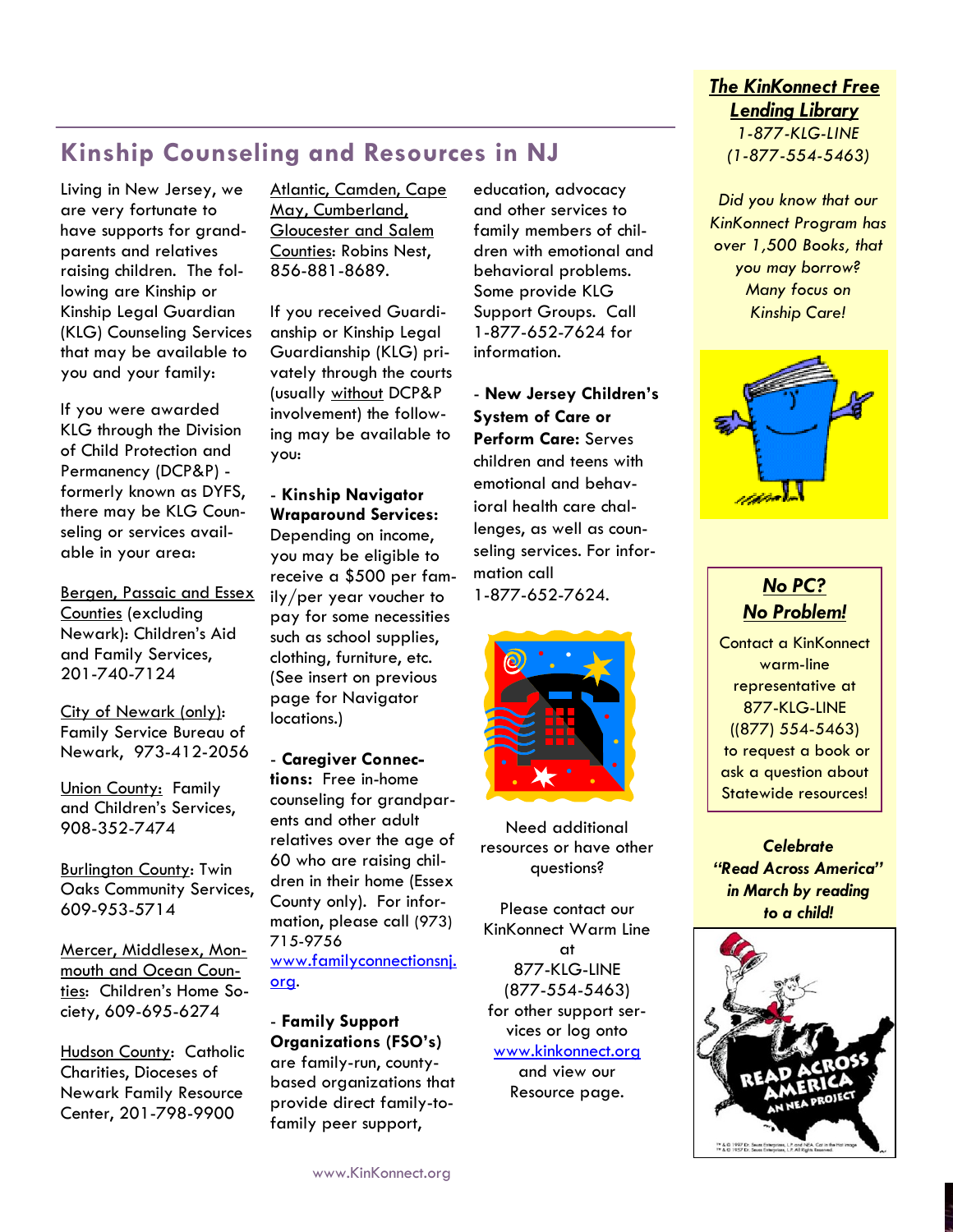## Kinship Counseling and Resources in NJ

Living in New Jersey, we are very fortunate to have supports for grandparents and relatives raising children. The following are Kinship or Kinship Legal Guardian (KLG) Counseling Services that may be available to you and your family:

If you were awarded KLG through the Division of Child Protection and Permanency (DCP&P) - formerly known as DYFS, there may be KLG Counseling or services available in your area:

Bergen, Passaic and Essex Counties (excluding Newark): Children's Aid and Family Services, 201-740-7124

City of Newark (only): Family Service Bureau of Newark, 973-412-2056

Union County: Family and Children's Services, 908-352-7474

Burlington County: Twin Oaks Community Services, 609-953-5714

Mercer, Middlesex, Monmouth and Ocean Counties: Children's Home Society, 609-695-6274

Hudson County: Catholic Charities, Dioceses of Newark Family Resource Center, 201-798-9900

Atlantic, Camden, Cape May, Cumberland, Gloucester and Salem Counties: Robins Nest, 856-881-8689.

If you received Guardianship or Kinship Legal Guardianship (KLG) privately through the courts (usually without DCP&P involvement) the following may be available to you:

- **Kinship Navigator Wraparound Services:** Depending on income, you may be eligible to receive a $500 per family/per year voucher to pay for some necessities such as school supplies, clothing, furniture, etc. (See insert on previous page for Navigator locations.)

- **Caregiver Connections:** Free in-home counseling for grandparents and other adult relatives over the age of 60 who are raising children in their home (Essex County only). For information, please call (973) 715-9756 www.familyconnectionsnj.org.

- **Family Support Organizations (FSO's)** are family-run, county-based organizations that provide direct family-to-family peer support, education, advocacy and other services to family members of children with emotional and behavioral problems. Some provide KLG Support Groups. Call 1-877-652-7624 for information.

- **New Jersey Children's System of Care or Perform Care:** Serves children and teens with emotional and behavioral health care challenges, as well as counseling services. For information call 1-877-652-7624.

Need additional resources or have other questions?

Please contact our KinKonnect Warm Line at 877-KLG-LINE (877-554-5463) for other support services or log onto www.kinkonnect.org and view our Resource page.

### *The KinKonnect Free Lending Library*

*1-877-KLG-LINE (1-877-554-5463)*

*Did you know that our KinKonnect Program has over 1,500 Books, that you may borrow? Many focus on Kinship Care!*

### *No PC? No Problem!*

Contact a KinKonnect warm-line representative at 877-KLG-LINE ((877) 554-5463) to request a book or ask a question about Statewide resources!

***Celebrate "Read Across America" in March by reading to a child!***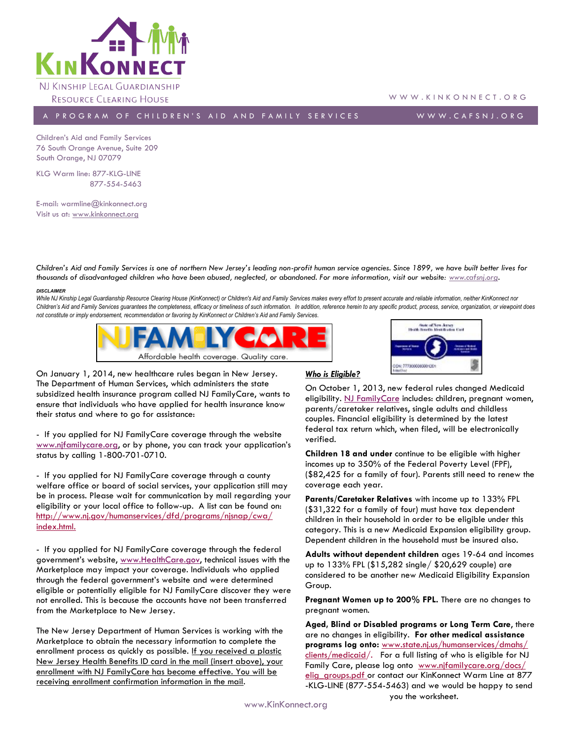KinKonnect

NJ Kinship Legal Guardianship Resource Clearing House

WWW.KINKONNECT.ORG

A PROGRAM OF CHILDREN'S AID AND FAMILY SERVICES WWW.CAFSNJ.ORG

Children's Aid and Family Services
76 South Orange Avenue, Suite 209
South Orange, NJ 07079

KLG Warm line: 877-KLG-LINE
877-554-5463

E-mail: warmline@kinkonnect.org
Visit us at: www.kinkonnect.org

*Children's Aid and Family Services is one of northern New Jersey's leading non-profit human service agencies. Since 1899, we have built better lives for thousands of disadvantaged children who have been abused, neglected, or abandoned. For more information, visit our website: www.cafsnj.org.*

***DISCLAIMER***

*While NJ Kinship Legal Guardianship Resource Clearing House (KinKonnect) or Children's Aid and Family Services makes every effort to present accurate and reliable information, neither KinKonnect nor Children's Aid and Family Services guarantees the completeness, efficacy or timeliness of such information. In addition, reference herein to any specific product, process, service, organization, or viewpoint does not constitute or imply endorsement, recommendation or favoring by KinKonnect or Children's Aid and Family Services.*

NJ FAMILYCARE
Affordable health coverage. Quality care.

On January 1, 2014, new healthcare rules began in New Jersey. The Department of Human Services, which administers the state subsidized health insurance program called NJ FamilyCare, wants to ensure that individuals who have applied for health insurance know their status and where to go for assistance:

- If you applied for NJ FamilyCare coverage through the website www.njfamilycare.org, or by phone, you can track your application's status by calling 1-800-701-0710.

- If you applied for NJ FamilyCare coverage through a county welfare office or board of social services, your application still may be in process. Please wait for communication by mail regarding your eligibility or your local office to follow-up. A list can be found on: http://www.nj.gov/humanservices/dfd/programs/njsnap/cwa/index.html.

- If you applied for NJ FamilyCare coverage through the federal government's website, www.HealthCare.gov, technical issues with the Marketplace may impact your coverage. Individuals who applied through the federal government's website and were determined eligible or potentially eligible for NJ FamilyCare discover they were not enrolled. This is because the accounts have not been transferred from the Marketplace to New Jersey.

The New Jersey Department of Human Services is working with the Marketplace to obtain the necessary information to complete the enrollment process as quickly as possible. If you received a plastic New Jersey Health Benefits ID card in the mail (insert above), your enrollment with NJ FamilyCare has become effective. You will be receiving enrollment confirmation information in the mail.

***Who is Eligible?***

On October 1, 2013, new federal rules changed Medicaid eligibility. NJ FamilyCare includes: children, pregnant women, parents/caretaker relatives, single adults and childless couples. Financial eligibility is determined by the latest federal tax return which, when filed, will be electronically verified.

**Children 18 and under** continue to be eligible with higher incomes up to 350% of the Federal Poverty Level (FPF), ($82,425 for a family of four). Parents still need to renew the coverage each year.

**Parents/Caretaker Relatives** with income up to 133% FPL ($31,322 for a family of four) must have tax dependent children in their household in order to be eligible under this category. This is a new Medicaid Expansion eligibility group. Dependent children in the household must be insured also.

**Adults without dependent children** ages 19-64 and incomes up to 133% FPL ($15,282 single/ $20,629 couple) are considered to be another new Medicaid Eligibility Expansion Group.

**Pregnant Women up to 200% FPL.** There are no changes to pregnant women.

**Aged, Blind or Disabled programs or Long Term Care,** there are no changes in eligibility. **For other medical assistance programs log onto:** www.state.nj.us/humanservices/dmahs/clients/medicaid/. For a full listing of who is eligible for NJ Family Care, please log onto www.njfamilycare.org/docs/elig_groups.pdf or contact our KinKonnect Warm Line at 877-KLG-LINE (877-554-5463) and we would be happy to send you the worksheet.